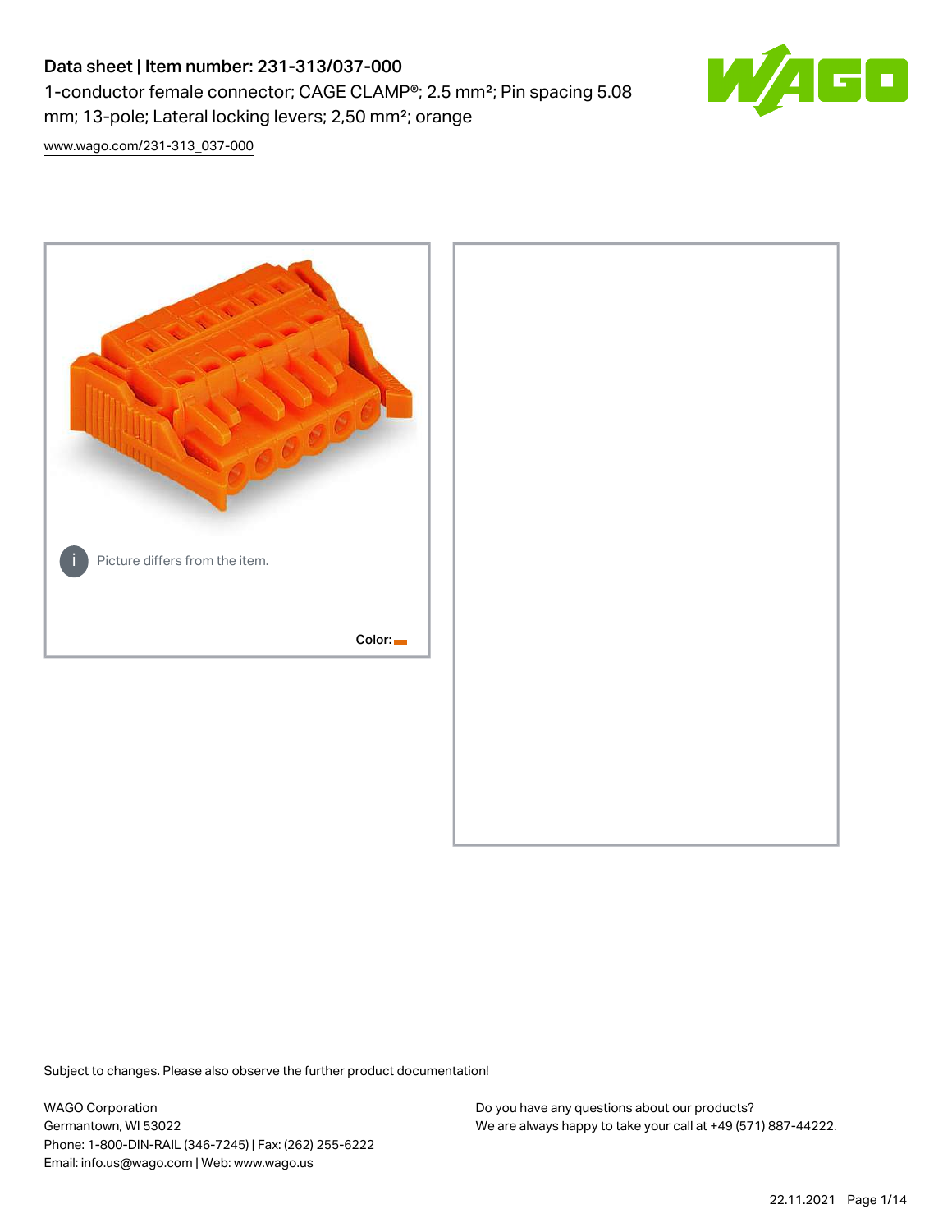# Data sheet | Item number: 231-313/037-000

1-conductor female connector; CAGE CLAMP®; 2.5 mm²; Pin spacing 5.08 mm; 13-pole; Lateral locking levers; 2,50 mm²; orange

www.wago.com/231-313_037-000

Picture differs from the item.

Color:

Subject to changes. Please also observe the further product documentation!

WAGO Corporation
Germantown, WI 53022
Phone: 1-800-DIN-RAIL (346-7245) | Fax: (262) 255-6222
Email: info.us@wago.com | Web: www.wago.us

Do you have any questions about our products?
We are always happy to take your call at +49 (571) 887-44222.

22.11.2021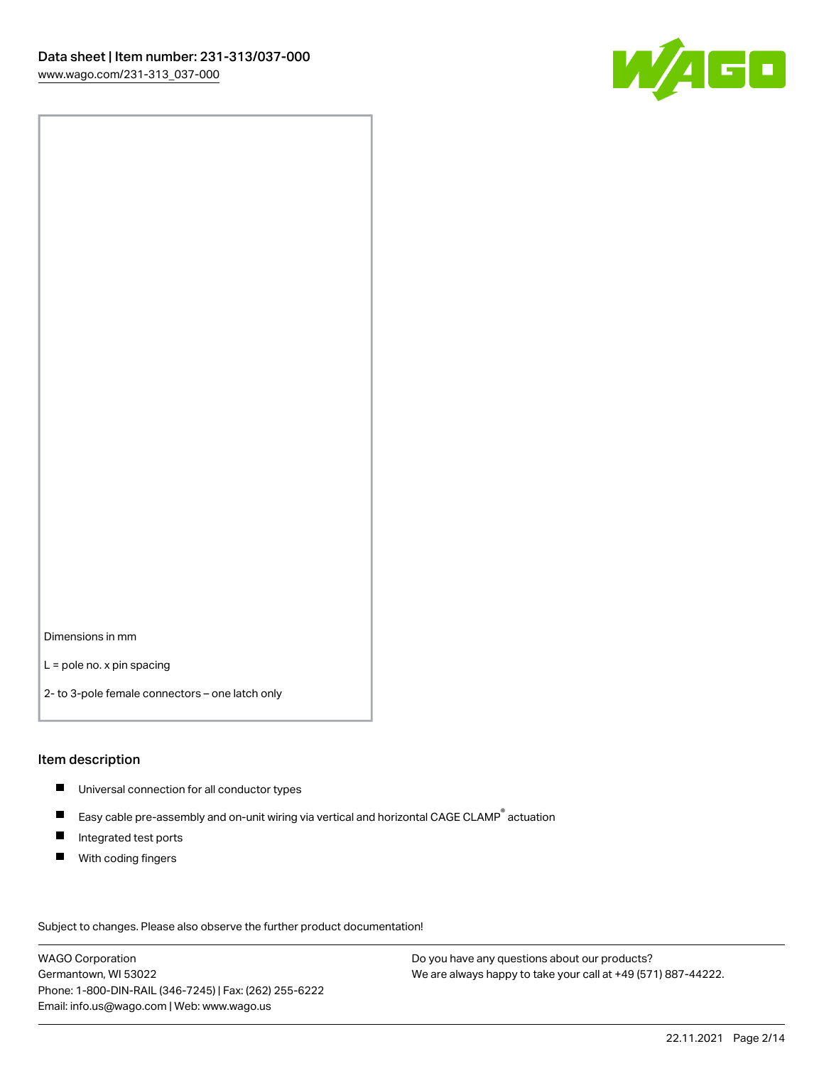Dimensions in mm

L = pole no. x pin spacing

2- to 3-pole female connectors – one latch only

## Item description

- Universal connection for all conductor types
- Easy cable pre-assembly and on-unit wiring via vertical and horizontal CAGE CLAMP® actuation
- Integrated test ports
- With coding fingers

Subject to changes. Please also observe the further product documentation!

WAGO Corporation
Germantown, WI 53022
Phone: 1-800-DIN-RAIL (346-7245) | Fax: (262) 255-6222
Email: info.us@wago.com | Web: www.wago.us

Do you have any questions about our products?
We are always happy to take your call at +49 (571) 887-44222.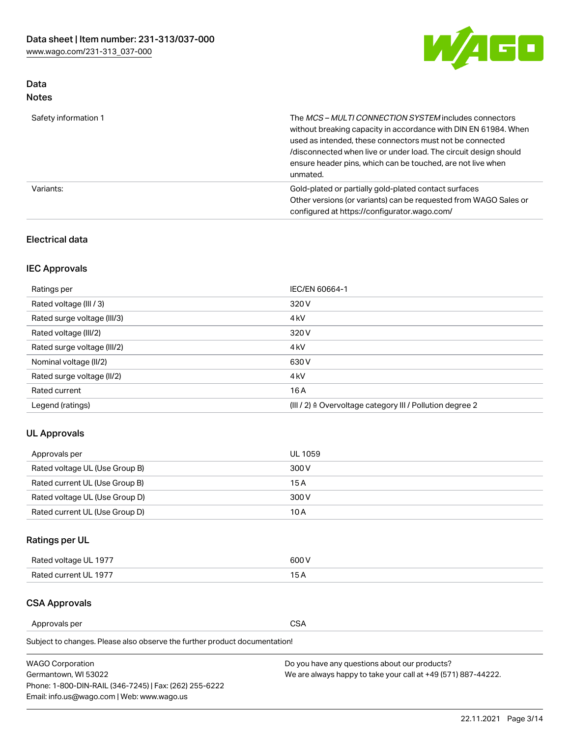## Data

### Notes

| | |
|---|---|
| Safety information 1 | The *MCS – MULTI CONNECTION SYSTEM* includes connectors without breaking capacity in accordance with DIN EN 61984. When used as intended, these connectors must not be connected /disconnected when live or under load. The circuit design should ensure header pins, which can be touched, are not live when unmated. |
| Variants: | Gold-plated or partially gold-plated contact surfaces<br>Other versions (or variants) can be requested from WAGO Sales or configured at https://configurator.wago.com/ |

## Electrical data

### IEC Approvals

| | |
|---|---|
| Ratings per | IEC/EN 60664-1 |
| Rated voltage (III / 3) | 320 V |
| Rated surge voltage (III/3) | 4 kV |
| Rated voltage (III/2) | 320 V |
| Rated surge voltage (III/2) | 4 kV |
| Nominal voltage (II/2) | 630 V |
| Rated surge voltage (II/2) | 4 kV |
| Rated current | 16 A |
| Legend (ratings) | (III / 2) ≙ Overvoltage category III / Pollution degree 2 |

### UL Approvals

| | |
|---|---|
| Approvals per | UL 1059 |
| Rated voltage UL (Use Group B) | 300 V |
| Rated current UL (Use Group B) | 15 A |
| Rated voltage UL (Use Group D) | 300 V |
| Rated current UL (Use Group D) | 10 A |

### Ratings per UL

| | |
|---|---|
| Rated voltage UL 1977 | 600 V |
| Rated current UL 1977 | 15 A |

### CSA Approvals

| | |
|---|---|
| Approvals per | CSA |

Subject to changes. Please also observe the further product documentation!

WAGO Corporation
Germantown, WI 53022
Phone: 1-800-DIN-RAIL (346-7245) | Fax: (262) 255-6222
Email: info.us@wago.com | Web: www.wago.us

Do you have any questions about our products?
We are always happy to take your call at +49 (571) 887-44222.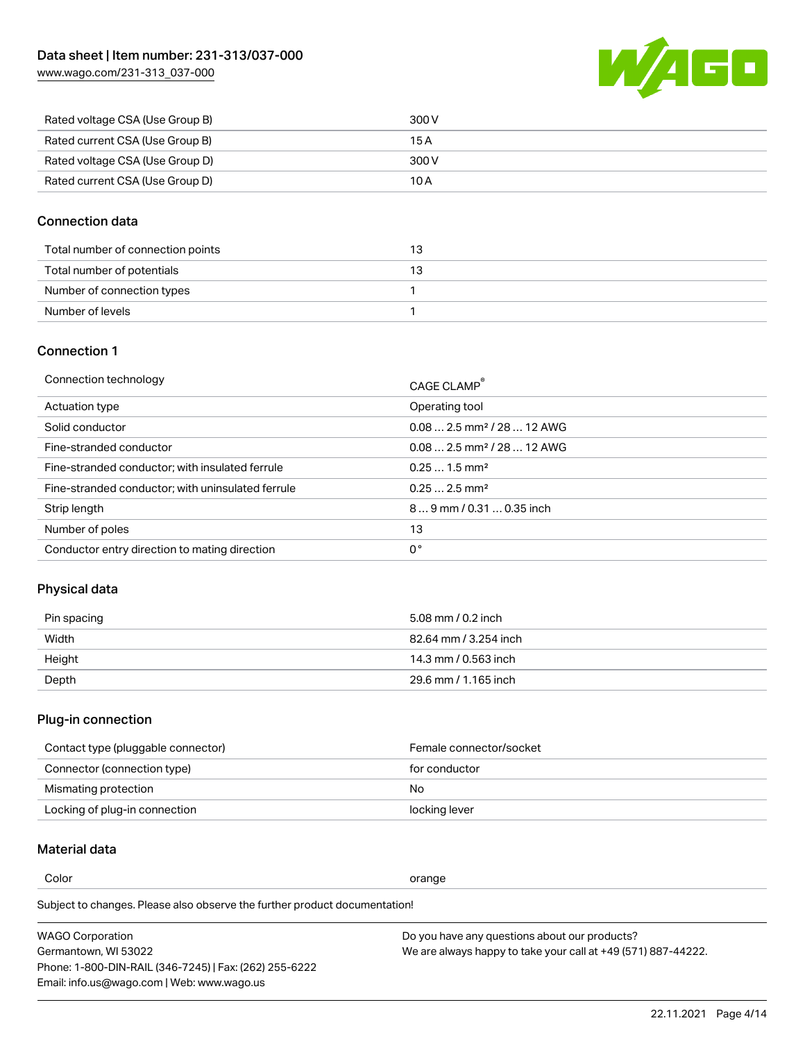| | |
|---|---|
| Rated voltage CSA (Use Group B) | 300 V |
| Rated current CSA (Use Group B) | 15 A |
| Rated voltage CSA (Use Group D) | 300 V |
| Rated current CSA (Use Group D) | 10 A |

## Connection data

| | |
|---|---|
| Total number of connection points | 13 |
| Total number of potentials | 13 |
| Number of connection types | 1 |
| Number of levels | 1 |

## Connection 1

| | |
|---|---|
| Connection technology | CAGE CLAMP® |
| Actuation type | Operating tool |
| Solid conductor | 0.08 … 2.5 mm² / 28 … 12 AWG |
| Fine-stranded conductor | 0.08 … 2.5 mm² / 28 … 12 AWG |
| Fine-stranded conductor; with insulated ferrule | 0.25 … 1.5 mm² |
| Fine-stranded conductor; with uninsulated ferrule | 0.25 … 2.5 mm² |
| Strip length | 8 … 9 mm / 0.31 … 0.35 inch |
| Number of poles | 13 |
| Conductor entry direction to mating direction | 0 ° |

## Physical data

| | |
|---|---|
| Pin spacing | 5.08 mm / 0.2 inch |
| Width | 82.64 mm / 3.254 inch |
| Height | 14.3 mm / 0.563 inch |
| Depth | 29.6 mm / 1.165 inch |

## Plug-in connection

| | |
|---|---|
| Contact type (pluggable connector) | Female connector/socket |
| Connector (connection type) | for conductor |
| Mismatching protection | No |
| Locking of plug-in connection | locking lever |

## Material data

| | |
|---|---|
| Color | orange |

Subject to changes. Please also observe the further product documentation!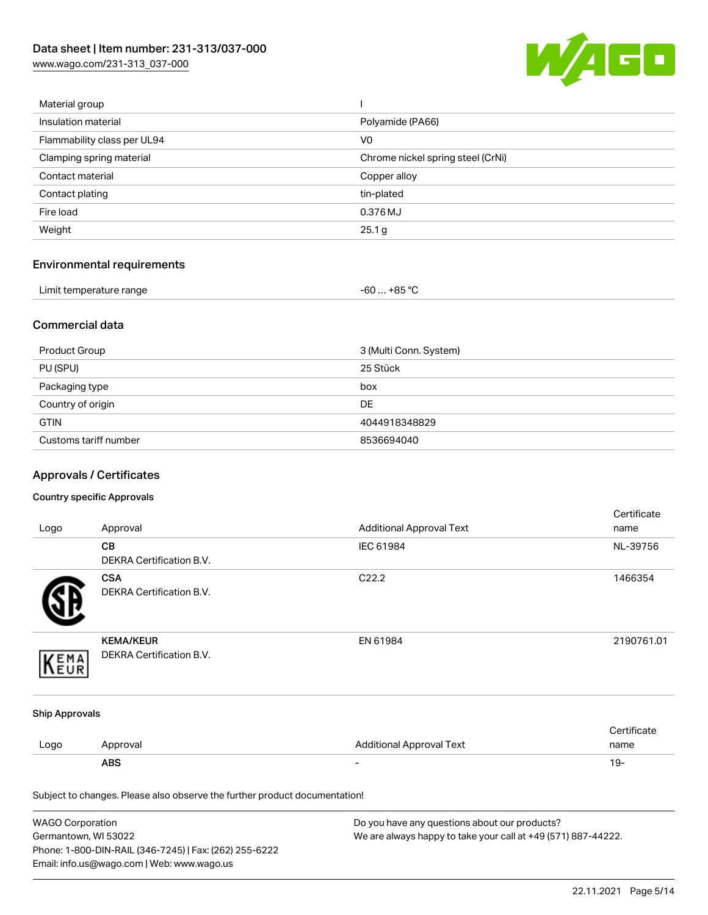| | |
|---|---|
| Material group | I |
| Insulation material | Polyamide (PA66) |
| Flammability class per UL94 | V0 |
| Clamping spring material | Chrome nickel spring steel (CrNi) |
| Contact material | Copper alloy |
| Contact plating | tin-plated |
| Fire load | 0.376 MJ |
| Weight | 25.1 g |

## Environmental requirements

| | |
|---|---|
| Limit temperature range | -60 … +85 °C |

## Commercial data

| | |
|---|---|
| Product Group | 3 (Multi Conn. System) |
| PU (SPU) | 25 Stück |
| Packaging type | box |
| Country of origin | DE |
| GTIN | 4044918348829 |
| Customs tariff number | 8536694040 |

## Approvals / Certificates

### Country specific Approvals

| Logo | Approval | Additional Approval Text | Certificate name |
|---|---|---|---|
| | **CB** DEKRA Certification B.V. | IEC 61984 | NL-39756 |
| | **CSA** DEKRA Certification B.V. | C22.2 | 1466354 |
| | **KEMA/KEUR** DEKRA Certification B.V. | EN 61984 | 2190761.01 |

### Ship Approvals

| Logo | Approval | Additional Approval Text | Certificate name |
|---|---|---|---|
| | **ABS** | - | 19- |

Subject to changes. Please also observe the further product documentation!

WAGO Corporation
Germantown, WI 53022
Phone: 1-800-DIN-RAIL (346-7245) | Fax: (262) 255-6222
Email: info.us@wago.com | Web: www.wago.us

Do you have any questions about our products?
We are always happy to take your call at +49 (571) 887-44222.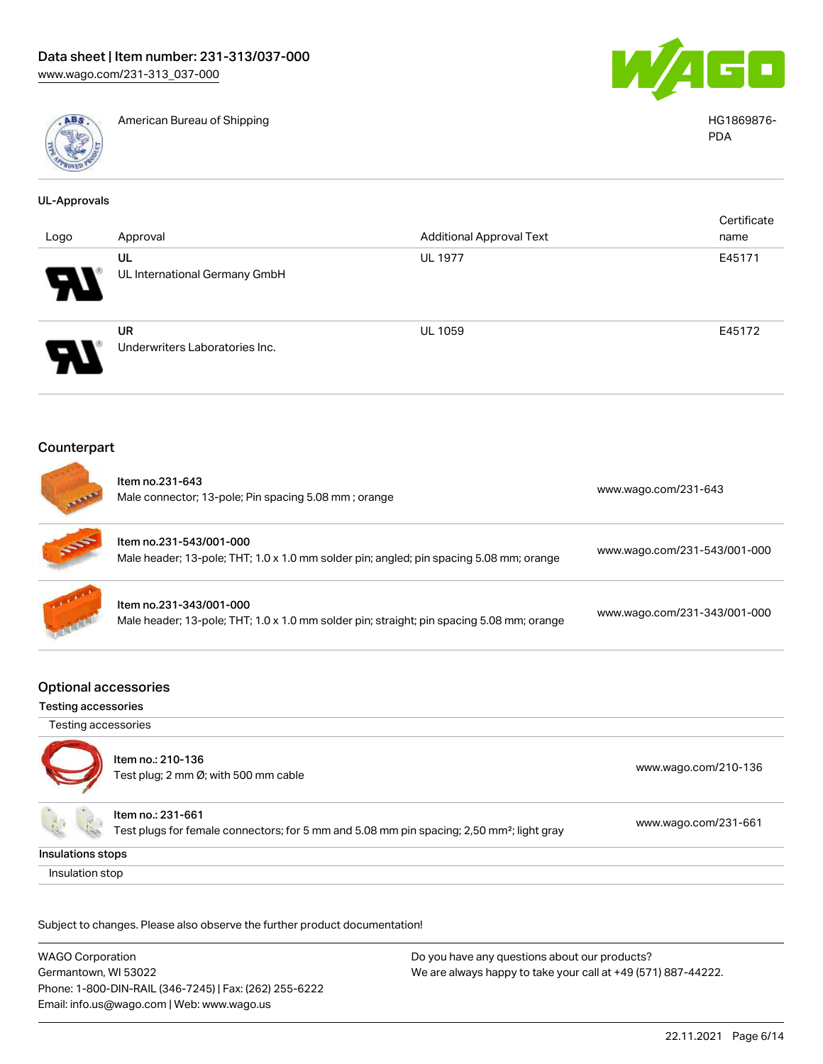| | American Bureau of Shipping | HG1869876-PDA |
|---|---|---|

### UL-Approvals

| Logo | Approval | Additional Approval Text | Certificate name |
|---|---|---|---|
| | UL<br>UL International Germany GmbH | UL 1977 | E45171 |
| | UR<br>Underwriters Laboratories Inc. | UL 1059 | E45172 |

## Counterpart

| | | |
|---|---|---|
| | Item no.231-643<br>Male connector; 13-pole; Pin spacing 5.08 mm ; orange | www.wago.com/231-643 |
| | Item no.231-543/001-000<br>Male header; 13-pole; THT; 1.0 x 1.0 mm solder pin; angled; pin spacing 5.08 mm; orange | www.wago.com/231-543/001-000 |
| | Item no.231-343/001-000<br>Male header; 13-pole; THT; 1.0 x 1.0 mm solder pin; straight; pin spacing 5.08 mm; orange | www.wago.com/231-343/001-000 |

## Optional accessories

### Testing accessories

Testing accessories

| | | |
|---|---|---|
| | Item no.: 210-136<br>Test plug; 2 mm Ø; with 500 mm cable | www.wago.com/210-136 |
| | Item no.: 231-661<br>Test plugs for female connectors; for 5 mm and 5.08 mm pin spacing; 2,50 mm²; light gray | www.wago.com/231-661 |

### Insulations stops

Insulation stop

Subject to changes. Please also observe the further product documentation!

WAGO Corporation
Germantown, WI 53022
Phone: 1-800-DIN-RAIL (346-7245) | Fax: (262) 255-6222
Email: info.us@wago.com | Web: www.wago.us

Do you have any questions about our products?
We are always happy to take your call at +49 (571) 887-44222.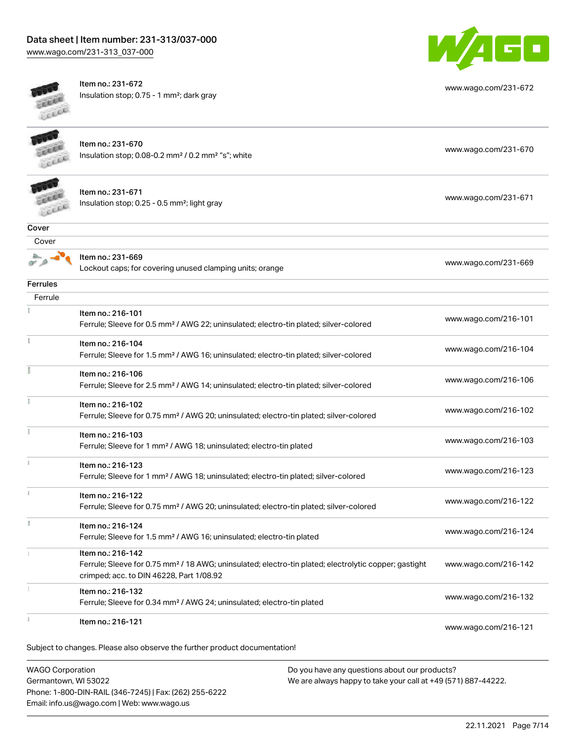| Item | Description | Link |
|---|---|---|
| Item no.: 231-672 | Insulation stop; 0.75 - 1 mm²; dark gray | www.wago.com/231-672 |
| Item no.: 231-670 | Insulation stop; 0.08-0.2 mm² / 0.2 mm² "s"; white | www.wago.com/231-670 |
| Item no.: 231-671 | Insulation stop; 0.25 - 0.5 mm²; light gray | www.wago.com/231-671 |

**Cover**

Cover

| Item | Description | Link |
|---|---|---|
| Item no.: 231-669 | Lockout caps; for covering unused clamping units; orange | www.wago.com/231-669 |

**Ferrules**

Ferrule

| Item | Description | Link |
|---|---|---|
| Item no.: 216-101 | Ferrule; Sleeve for 0.5 mm² / AWG 22; uninsulated; electro-tin plated; silver-colored | www.wago.com/216-101 |
| Item no.: 216-104 | Ferrule; Sleeve for 1.5 mm² / AWG 16; uninsulated; electro-tin plated; silver-colored | www.wago.com/216-104 |
| Item no.: 216-106 | Ferrule; Sleeve for 2.5 mm² / AWG 14; uninsulated; electro-tin plated; silver-colored | www.wago.com/216-106 |
| Item no.: 216-102 | Ferrule; Sleeve for 0.75 mm² / AWG 20; uninsulated; electro-tin plated; silver-colored | www.wago.com/216-102 |
| Item no.: 216-103 | Ferrule; Sleeve for 1 mm² / AWG 18; uninsulated; electro-tin plated | www.wago.com/216-103 |
| Item no.: 216-123 | Ferrule; Sleeve for 1 mm² / AWG 18; uninsulated; electro-tin plated; silver-colored | www.wago.com/216-123 |
| Item no.: 216-122 | Ferrule; Sleeve for 0.75 mm² / AWG 20; uninsulated; electro-tin plated; silver-colored | www.wago.com/216-122 |
| Item no.: 216-124 | Ferrule; Sleeve for 1.5 mm² / AWG 16; uninsulated; electro-tin plated | www.wago.com/216-124 |
| Item no.: 216-142 | Ferrule; Sleeve for 0.75 mm² / 18 AWG; uninsulated; electro-tin plated; electrolytic copper; gastight crimped; acc. to DIN 46228, Part 1/08.92 | www.wago.com/216-142 |
| Item no.: 216-132 | Ferrule; Sleeve for 0.34 mm² / AWG 24; uninsulated; electro-tin plated | www.wago.com/216-132 |
| Item no.: 216-121 | | www.wago.com/216-121 |

Subject to changes. Please also observe the further product documentation!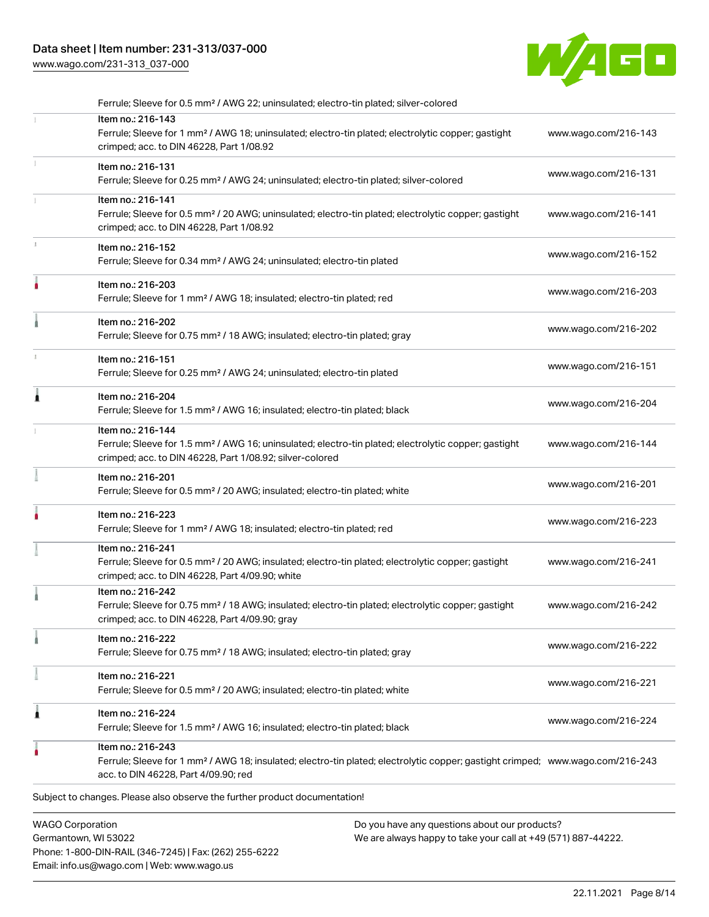Ferrule; Sleeve for 0.5 mm² / AWG 22; uninsulated; electro-tin plated; silver-colored

| Item | Link |
| --- | --- |
| Item no.: 216-143<br>Ferrule; Sleeve for 1 mm² / AWG 18; uninsulated; electro-tin plated; electrolytic copper; gastight crimped; acc. to DIN 46228, Part 1/08.92 | www.wago.com/216-143 |
| Item no.: 216-131<br>Ferrule; Sleeve for 0.25 mm² / AWG 24; uninsulated; electro-tin plated; silver-colored | www.wago.com/216-131 |
| Item no.: 216-141<br>Ferrule; Sleeve for 0.5 mm² / 20 AWG; uninsulated; electro-tin plated; electrolytic copper; gastight crimped; acc. to DIN 46228, Part 1/08.92 | www.wago.com/216-141 |
| Item no.: 216-152<br>Ferrule; Sleeve for 0.34 mm² / AWG 24; uninsulated; electro-tin plated | www.wago.com/216-152 |
| Item no.: 216-203<br>Ferrule; Sleeve for 1 mm² / AWG 18; insulated; electro-tin plated; red | www.wago.com/216-203 |
| Item no.: 216-202<br>Ferrule; Sleeve for 0.75 mm² / 18 AWG; insulated; electro-tin plated; gray | www.wago.com/216-202 |
| Item no.: 216-151<br>Ferrule; Sleeve for 0.25 mm² / AWG 24; uninsulated; electro-tin plated | www.wago.com/216-151 |
| Item no.: 216-204<br>Ferrule; Sleeve for 1.5 mm² / AWG 16; insulated; electro-tin plated; black | www.wago.com/216-204 |
| Item no.: 216-144<br>Ferrule; Sleeve for 1.5 mm² / AWG 16; uninsulated; electro-tin plated; electrolytic copper; gastight crimped; acc. to DIN 46228, Part 1/08.92; silver-colored | www.wago.com/216-144 |
| Item no.: 216-201<br>Ferrule; Sleeve for 0.5 mm² / 20 AWG; insulated; electro-tin plated; white | www.wago.com/216-201 |
| Item no.: 216-223<br>Ferrule; Sleeve for 1 mm² / AWG 18; insulated; electro-tin plated; red | www.wago.com/216-223 |
| Item no.: 216-241<br>Ferrule; Sleeve for 0.5 mm² / 20 AWG; insulated; electro-tin plated; electrolytic copper; gastight crimped; acc. to DIN 46228, Part 4/09.90; white | www.wago.com/216-241 |
| Item no.: 216-242<br>Ferrule; Sleeve for 0.75 mm² / 18 AWG; insulated; electro-tin plated; electrolytic copper; gastight crimped; acc. to DIN 46228, Part 4/09.90; gray | www.wago.com/216-242 |
| Item no.: 216-222<br>Ferrule; Sleeve for 0.75 mm² / 18 AWG; insulated; electro-tin plated; gray | www.wago.com/216-222 |
| Item no.: 216-221<br>Ferrule; Sleeve for 0.5 mm² / 20 AWG; insulated; electro-tin plated; white | www.wago.com/216-221 |
| Item no.: 216-224<br>Ferrule; Sleeve for 1.5 mm² / AWG 16; insulated; electro-tin plated; black | www.wago.com/216-224 |
| Item no.: 216-243<br>Ferrule; Sleeve for 1 mm² / AWG 18; insulated; electro-tin plated; electrolytic copper; gastight crimped; acc. to DIN 46228, Part 4/09.90; red | www.wago.com/216-243 |

Subject to changes. Please also observe the further product documentation!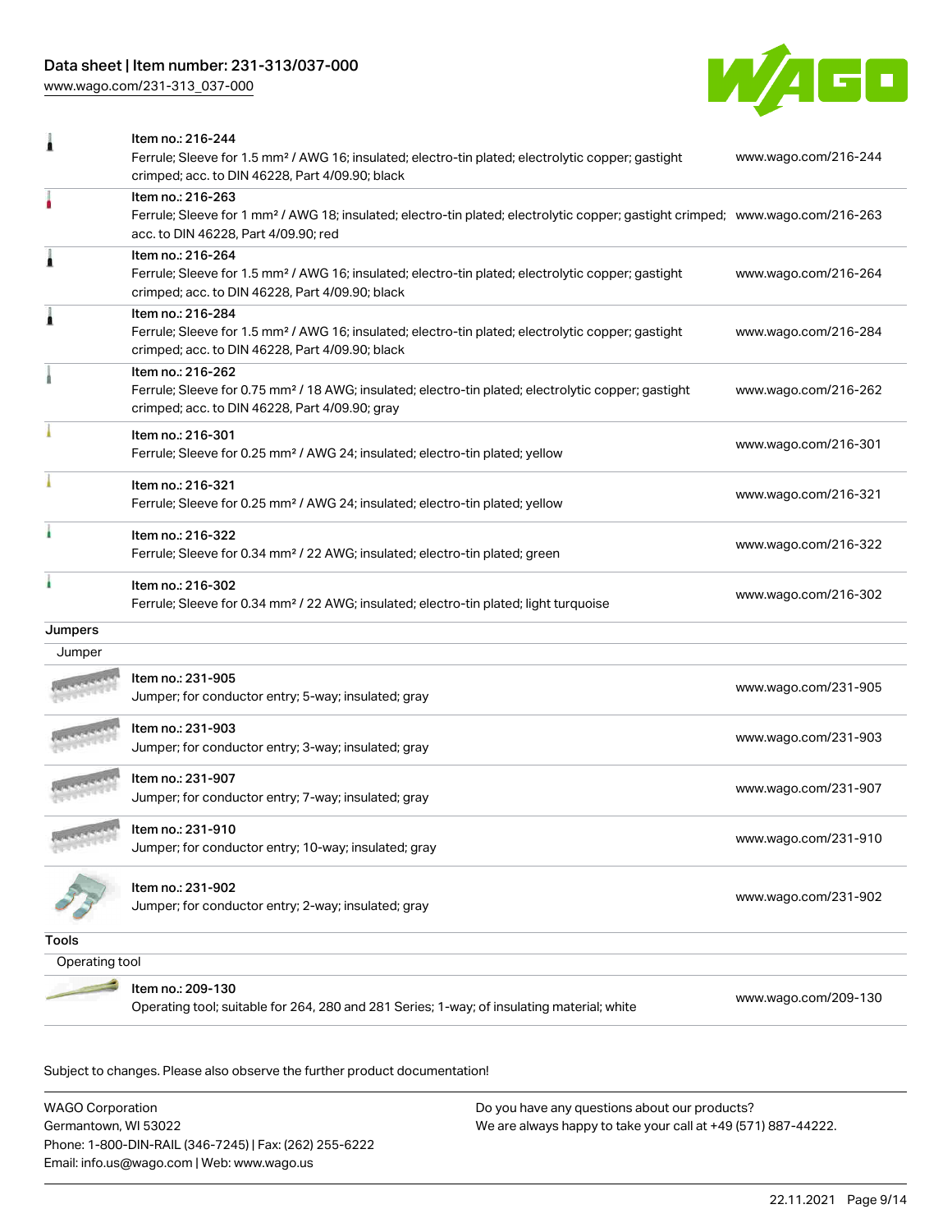| Item | Link |
| --- | --- |
| Item no.: 216-244<br>Ferrule; Sleeve for 1.5 mm² / AWG 16; insulated; electro-tin plated; electrolytic copper; gastight crimped; acc. to DIN 46228, Part 4/09.90; black | www.wago.com/216-244 |
| Item no.: 216-263<br>Ferrule; Sleeve for 1 mm² / AWG 18; insulated; electro-tin plated; electrolytic copper; gastight crimped; acc. to DIN 46228, Part 4/09.90; red | www.wago.com/216-263 |
| Item no.: 216-264<br>Ferrule; Sleeve for 1.5 mm² / AWG 16; insulated; electro-tin plated; electrolytic copper; gastight crimped; acc. to DIN 46228, Part 4/09.90; black | www.wago.com/216-264 |
| Item no.: 216-284<br>Ferrule; Sleeve for 1.5 mm² / AWG 16; insulated; electro-tin plated; electrolytic copper; gastight crimped; acc. to DIN 46228, Part 4/09.90; black | www.wago.com/216-284 |
| Item no.: 216-262<br>Ferrule; Sleeve for 0.75 mm² / 18 AWG; insulated; electro-tin plated; electrolytic copper; gastight crimped; acc. to DIN 46228, Part 4/09.90; gray | www.wago.com/216-262 |
| Item no.: 216-301<br>Ferrule; Sleeve for 0.25 mm² / AWG 24; insulated; electro-tin plated; yellow | www.wago.com/216-301 |
| Item no.: 216-321<br>Ferrule; Sleeve for 0.25 mm² / AWG 24; insulated; electro-tin plated; yellow | www.wago.com/216-321 |
| Item no.: 216-322<br>Ferrule; Sleeve for 0.34 mm² / 22 AWG; insulated; electro-tin plated; green | www.wago.com/216-322 |
| Item no.: 216-302<br>Ferrule; Sleeve for 0.34 mm² / 22 AWG; insulated; electro-tin plated; light turquoise | www.wago.com/216-302 |

## Jumpers

### Jumper

| Item | Link |
| --- | --- |
| Item no.: 231-905<br>Jumper; for conductor entry; 5-way; insulated; gray | www.wago.com/231-905 |
| Item no.: 231-903<br>Jumper; for conductor entry; 3-way; insulated; gray | www.wago.com/231-903 |
| Item no.: 231-907<br>Jumper; for conductor entry; 7-way; insulated; gray | www.wago.com/231-907 |
| Item no.: 231-910<br>Jumper; for conductor entry; 10-way; insulated; gray | www.wago.com/231-910 |
| Item no.: 231-902<br>Jumper; for conductor entry; 2-way; insulated; gray | www.wago.com/231-902 |

## Tools

### Operating tool

| Item | Link |
| --- | --- |
| Item no.: 209-130<br>Operating tool; suitable for 264, 280 and 281 Series; 1-way; of insulating material; white | www.wago.com/209-130 |

Subject to changes. Please also observe the further product documentation!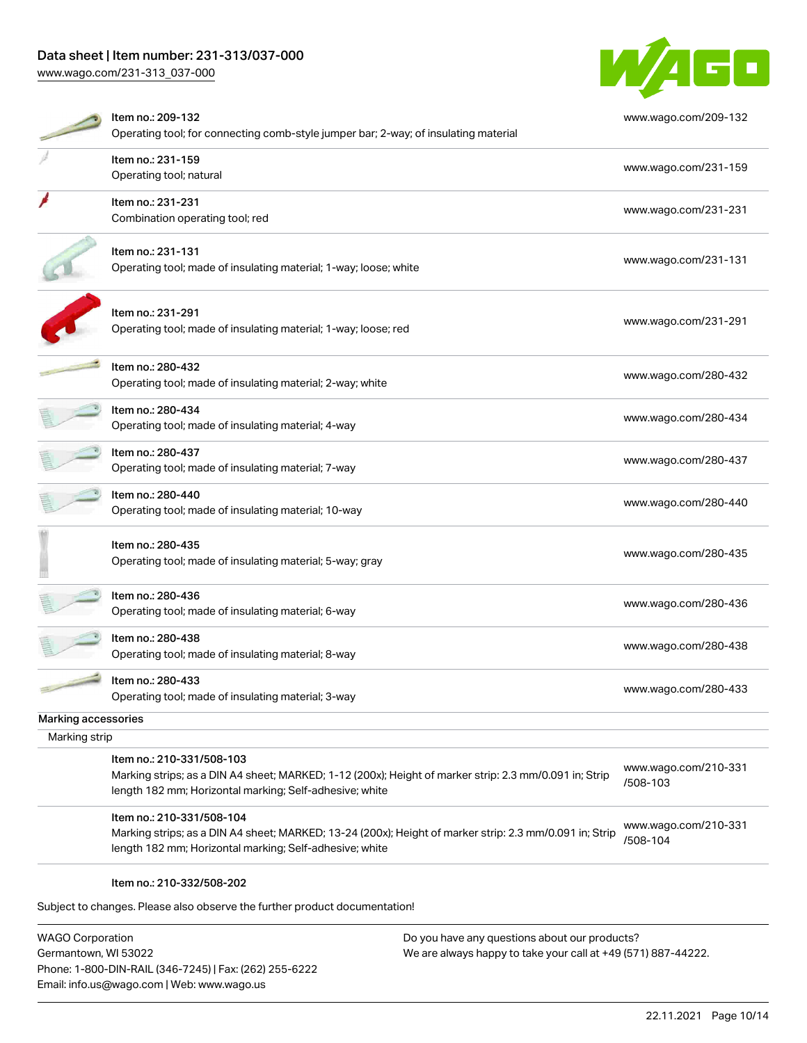| | |
|---|---|
| Item no.: 209-132<br>Operating tool; for connecting comb-style jumper bar; 2-way; of insulating material | www.wago.com/209-132 |
| Item no.: 231-159<br>Operating tool; natural | www.wago.com/231-159 |
| Item no.: 231-231<br>Combination operating tool; red | www.wago.com/231-231 |
| Item no.: 231-131<br>Operating tool; made of insulating material; 1-way; loose; white | www.wago.com/231-131 |
| Item no.: 231-291<br>Operating tool; made of insulating material; 1-way; loose; red | www.wago.com/231-291 |
| Item no.: 280-432<br>Operating tool; made of insulating material; 2-way; white | www.wago.com/280-432 |
| Item no.: 280-434<br>Operating tool; made of insulating material; 4-way | www.wago.com/280-434 |
| Item no.: 280-437<br>Operating tool; made of insulating material; 7-way | www.wago.com/280-437 |
| Item no.: 280-440<br>Operating tool; made of insulating material; 10-way | www.wago.com/280-440 |
| Item no.: 280-435<br>Operating tool; made of insulating material; 5-way; gray | www.wago.com/280-435 |
| Item no.: 280-436<br>Operating tool; made of insulating material; 6-way | www.wago.com/280-436 |
| Item no.: 280-438<br>Operating tool; made of insulating material; 8-way | www.wago.com/280-438 |
| Item no.: 280-433<br>Operating tool; made of insulating material; 3-way | www.wago.com/280-433 |

## Marking accessories

### Marking strip

| | |
|---|---|
| Item no.: 210-331/508-103<br>Marking strips; as a DIN A4 sheet; MARKED; 1-12 (200x); Height of marker strip: 2.3 mm/0.091 in; Strip length 182 mm; Horizontal marking; Self-adhesive; white | www.wago.com/210-331/508-103 |
| Item no.: 210-331/508-104<br>Marking strips; as a DIN A4 sheet; MARKED; 13-24 (200x); Height of marker strip: 2.3 mm/0.091 in; Strip length 182 mm; Horizontal marking; Self-adhesive; white | www.wago.com/210-331/508-104 |

Item no.: 210-332/508-202

Subject to changes. Please also observe the further product documentation!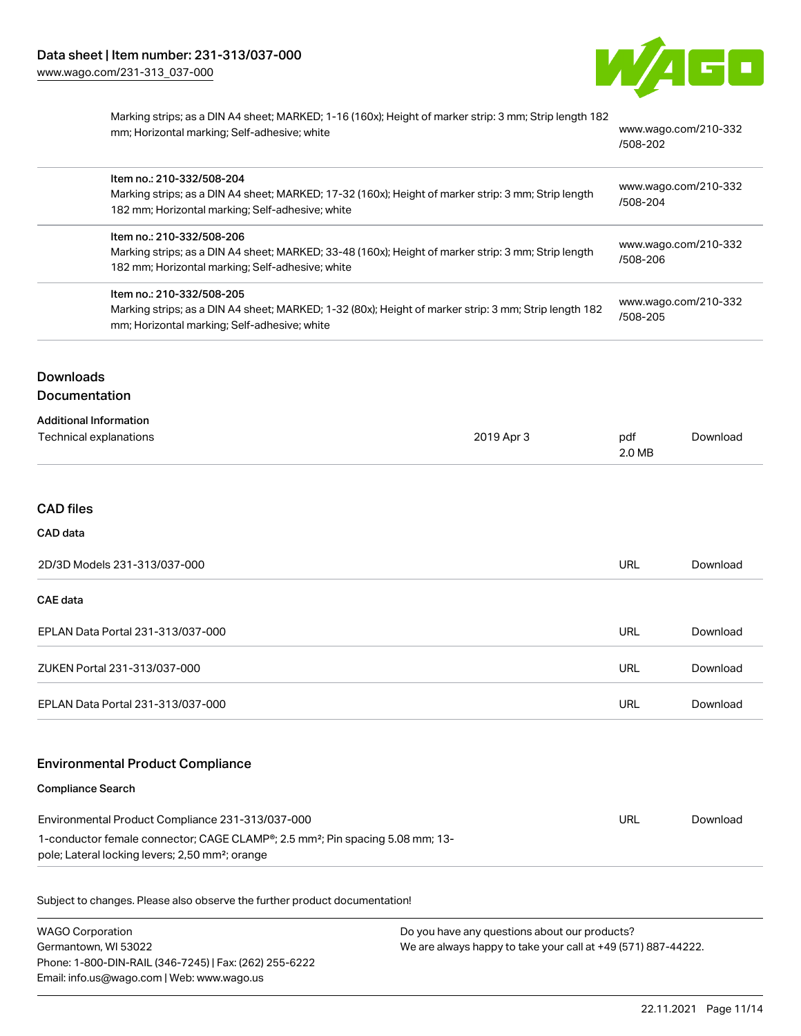| | |
|---|---|
| Marking strips; as a DIN A4 sheet; MARKED; 1-16 (160x); Height of marker strip: 3 mm; Strip length 182 mm; Horizontal marking; Self-adhesive; white | www.wago.com/210-332/508-202 |
| Item no.: 210-332/508-204<br>Marking strips; as a DIN A4 sheet; MARKED; 17-32 (160x); Height of marker strip: 3 mm; Strip length 182 mm; Horizontal marking; Self-adhesive; white | www.wago.com/210-332/508-204 |
| Item no.: 210-332/508-206<br>Marking strips; as a DIN A4 sheet; MARKED; 33-48 (160x); Height of marker strip: 3 mm; Strip length 182 mm; Horizontal marking; Self-adhesive; white | www.wago.com/210-332/508-206 |
| Item no.: 210-332/508-205<br>Marking strips; as a DIN A4 sheet; MARKED; 1-32 (80x); Height of marker strip: 3 mm; Strip length 182 mm; Horizontal marking; Self-adhesive; white | www.wago.com/210-332/508-205 |

## Downloads

### Documentation

**Additional Information**

| | | | |
|---|---|---|---|
| Technical explanations | 2019 Apr 3 | pdf 2.0 MB | Download |

### CAD files

**CAD data**

| | | |
|---|---|---|
| 2D/3D Models 231-313/037-000 | URL | Download |

**CAE data**

| | | |
|---|---|---|
| EPLAN Data Portal 231-313/037-000 | URL | Download |
| ZUKEN Portal 231-313/037-000 | URL | Download |
| EPLAN Data Portal 231-313/037-000 | URL | Download |

### Environmental Product Compliance

**Compliance Search**

| | | |
|---|---|---|
| Environmental Product Compliance 231-313/037-000<br>1-conductor female connector; CAGE CLAMP®; 2.5 mm²; Pin spacing 5.08 mm; 13-pole; Lateral locking levers; 2,50 mm²; orange | URL | Download |

Subject to changes. Please also observe the further product documentation!

WAGO Corporation
Germantown, WI 53022
Phone: 1-800-DIN-RAIL (346-7245) | Fax: (262) 255-6222
Email: info.us@wago.com | Web: www.wago.us

Do you have any questions about our products?
We are always happy to take your call at +49 (571) 887-44222.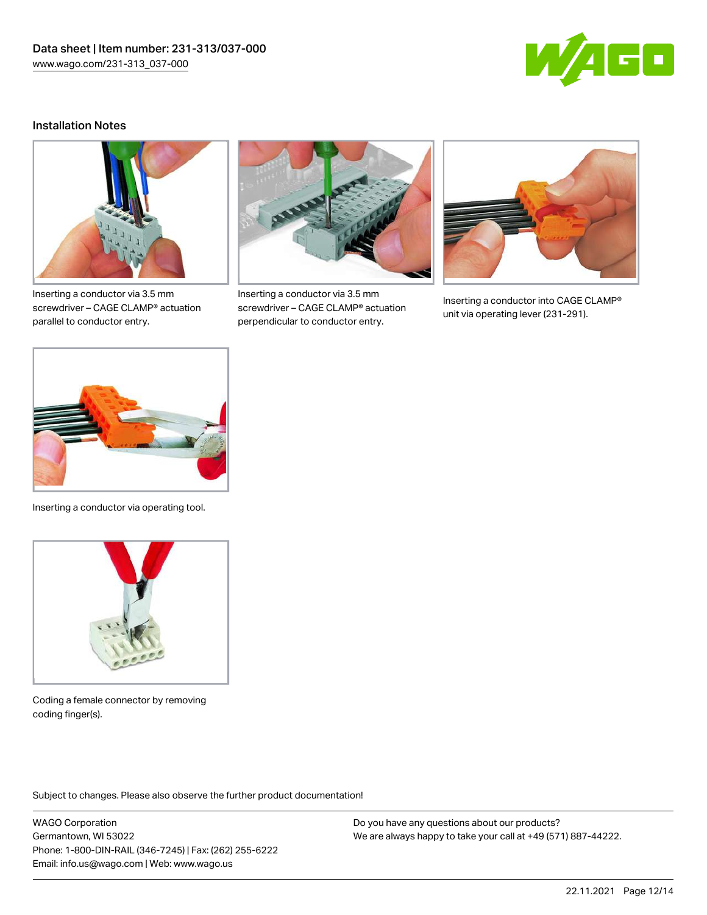## Installation Notes

Inserting a conductor via 3.5 mm screwdriver – CAGE CLAMP® actuation parallel to conductor entry.

Inserting a conductor via 3.5 mm screwdriver – CAGE CLAMP® actuation perpendicular to conductor entry.

Inserting a conductor into CAGE CLAMP® unit via operating lever (231-291).

Inserting a conductor via operating tool.

Coding a female connector by removing coding finger(s).

Subject to changes. Please also observe the further product documentation!

WAGO Corporation
Germantown, WI 53022
Phone: 1-800-DIN-RAIL (346-7245) | Fax: (262) 255-6222
Email: info.us@wago.com | Web: www.wago.us

Do you have any questions about our products?
We are always happy to take your call at +49 (571) 887-44222.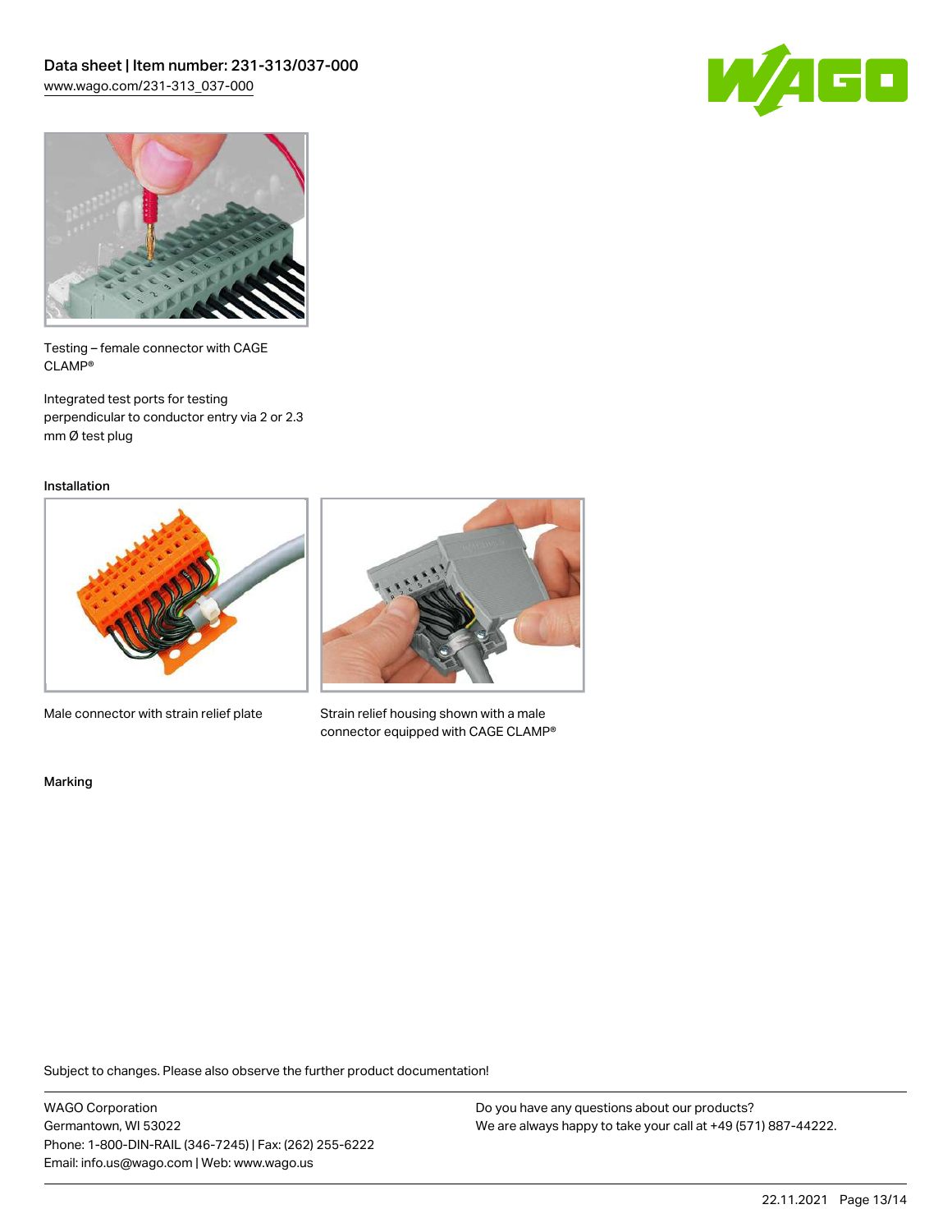Testing – female connector with CAGE CLAMP®

Integrated test ports for testing perpendicular to conductor entry via 2 or 2.3 mm Ø test plug

### Installation

Male connector with strain relief plate

Strain relief housing shown with a male connector equipped with CAGE CLAMP®

### Marking

Subject to changes. Please also observe the further product documentation!

WAGO Corporation
Germantown, WI 53022
Phone: 1-800-DIN-RAIL (346-7245) | Fax: (262) 255-6222
Email: info.us@wago.com | Web: www.wago.us

Do you have any questions about our products?
We are always happy to take your call at +49 (571) 887-44222.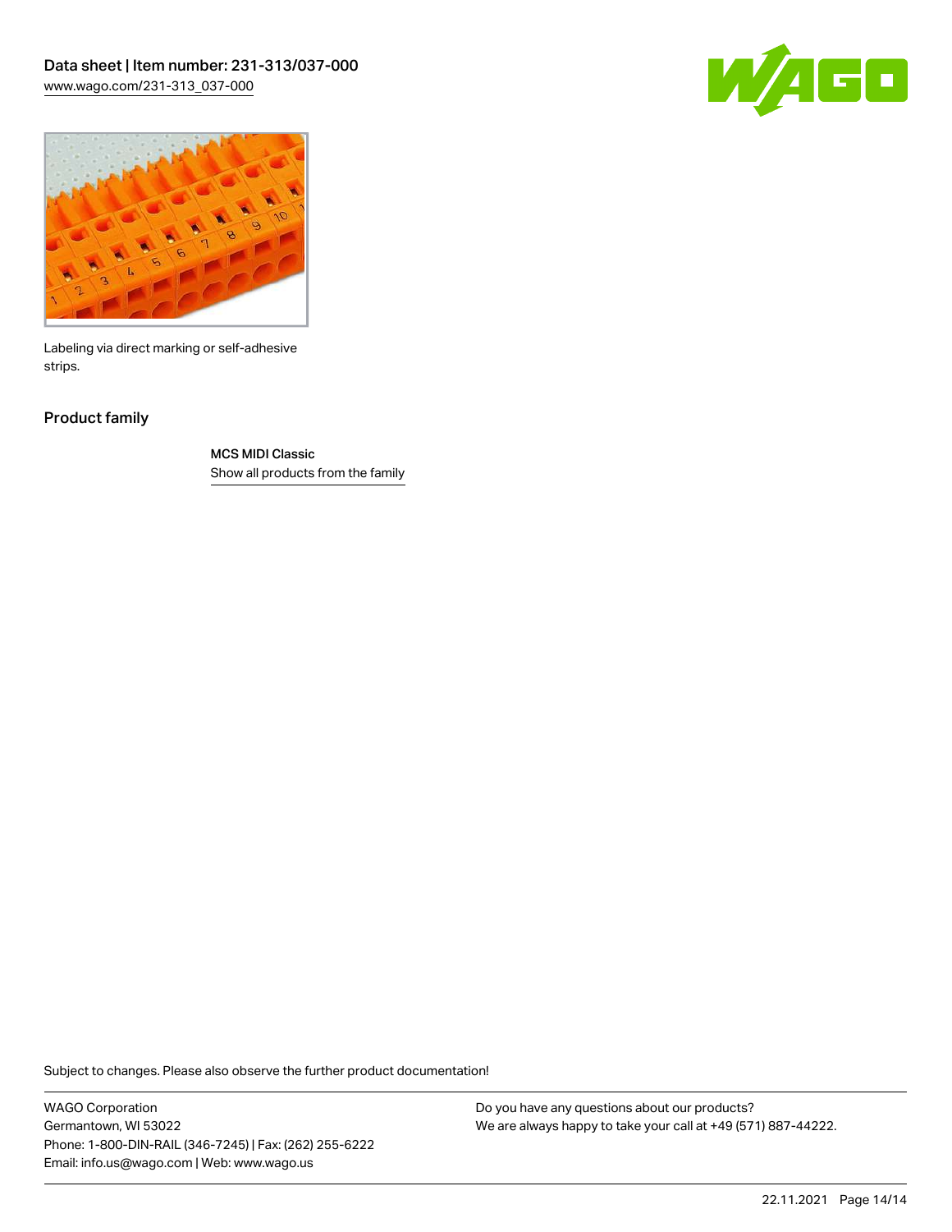Labeling via direct marking or self-adhesive strips.

## Product family

**MCS MIDI Classic**
Show all products from the family

Subject to changes. Please also observe the further product documentation!

WAGO Corporation
Germantown, WI 53022
Phone: 1-800-DIN-RAIL (346-7245) | Fax: (262) 255-6222
Email: info.us@wago.com | Web: www.wago.us

Do you have any questions about our products?
We are always happy to take your call at +49 (571) 887-44222.